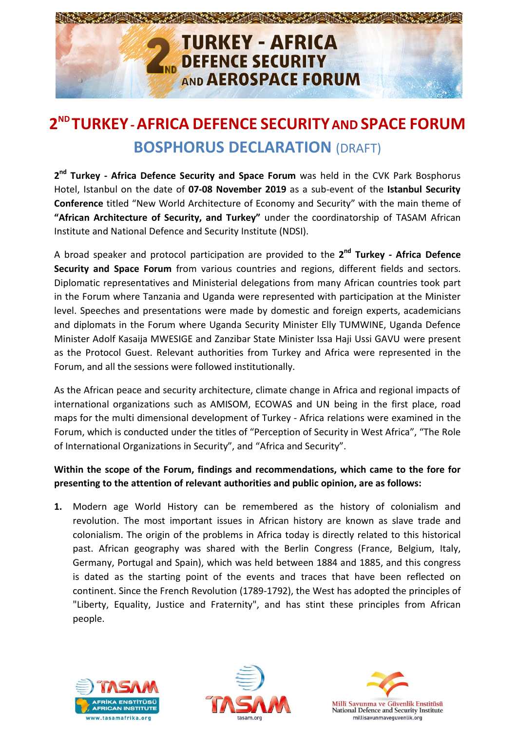# 2ND TURKEY - AFRICA DEFENCE SECURITY AND SPACE FORUM

## BOSPHORUS DECLARATION (DRAFT)

**2nd Turkey - Africa Defence Security and Space Forum** was held in the CVK Park Bosphorus Hotel, Istanbul on the date of **07-08 November 2019** as a sub-event of the **Istanbul Security Conference** titled "New World Architecture of Economy and Security" with the main theme of **"African Architecture of Security, and Turkey"** under the coordinatorship of TASAM African Institute and National Defence and Security Institute (NDSI).

A broad speaker and protocol participation are provided to the **2nd Turkey - Africa Defence Security and Space Forum** from various countries and regions, different fields and sectors. Diplomatic representatives and Ministerial delegations from many African countries took part in the Forum where Tanzania and Uganda were represented with participation at the Minister level. Speeches and presentations were made by domestic and foreign experts, academicians and diplomats in the Forum where Uganda Security Minister Elly TUMWINE, Uganda Defence Minister Adolf Kasaija MWESIGE and Zanzibar State Minister Issa Haji Ussi GAVU were present as the Protocol Guest. Relevant authorities from Turkey and Africa were represented in the Forum, and all the sessions were followed institutionally.

As the African peace and security architecture, climate change in Africa and regional impacts of international organizations such as AMISOM, ECOWAS and UN being in the first place, road maps for the multi dimensional development of Turkey - Africa relations were examined in the Forum, which is conducted under the titles of "Perception of Security in West Africa", "The Role of International Organizations in Security", and "Africa and Security".

**Within the scope of the Forum, findings and recommendations, which came to the fore for presenting to the attention of relevant authorities and public opinion, are as follows:**

1. Modern age World History can be remembered as the history of colonialism and revolution. The most important issues in African history are known as slave trade and colonialism. The origin of the problems in Africa today is directly related to this historical past. African geography was shared with the Berlin Congress (France, Belgium, Italy, Germany, Portugal and Spain), which was held between 1884 and 1885, and this congress is dated as the starting point of the events and traces that have been reflected on continent. Since the French Revolution (1789-1792), the West has adopted the principles of "Liberty, Equality, Justice and Fraternity", and has stint these principles from African people.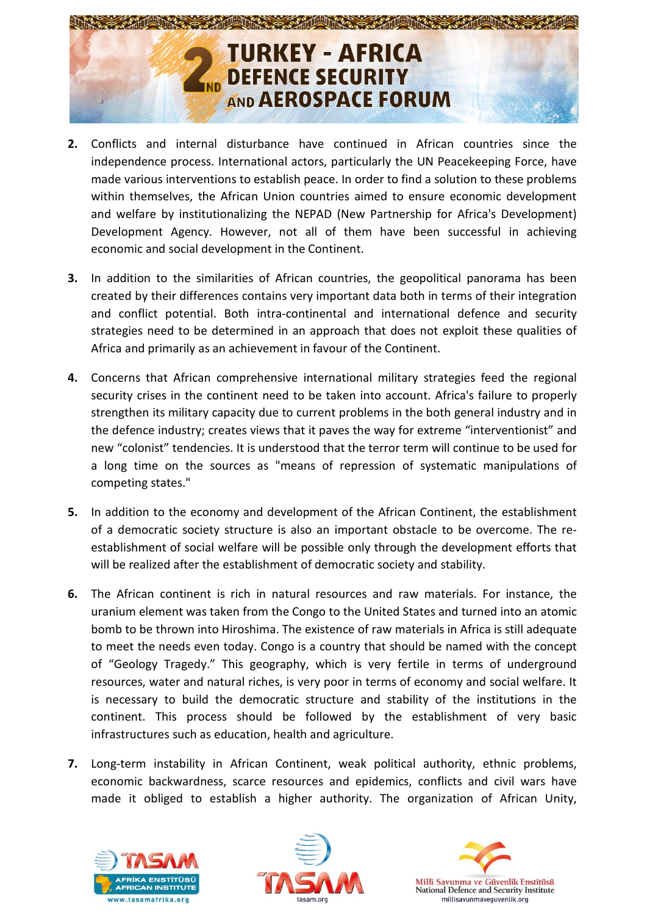2. Conflicts and internal disturbance have continued in African countries since the independence process. International actors, particularly the UN Peacekeeping Force, have made various interventions to establish peace. In order to find a solution to these problems within themselves, the African Union countries aimed to ensure economic development and welfare by institutionalizing the NEPAD (New Partnership for Africa's Development) Development Agency. However, not all of them have been successful in achieving economic and social development in the Continent.

3. In addition to the similarities of African countries, the geopolitical panorama has been created by their differences contains very important data both in terms of their integration and conflict potential. Both intra-continental and international defence and security strategies need to be determined in an approach that does not exploit these qualities of Africa and primarily as an achievement in favour of the Continent.

4. Concerns that African comprehensive international military strategies feed the regional security crises in the continent need to be taken into account. Africa's failure to properly strengthen its military capacity due to current problems in the both general industry and in the defence industry; creates views that it paves the way for extreme "interventionist" and new "colonist" tendencies. It is understood that the terror term will continue to be used for a long time on the sources as "means of repression of systematic manipulations of competing states."

5. In addition to the economy and development of the African Continent, the establishment of a democratic society structure is also an important obstacle to be overcome. The re-establishment of social welfare will be possible only through the development efforts that will be realized after the establishment of democratic society and stability.

6. The African continent is rich in natural resources and raw materials. For instance, the uranium element was taken from the Congo to the United States and turned into an atomic bomb to be thrown into Hiroshima. The existence of raw materials in Africa is still adequate to meet the needs even today. Congo is a country that should be named with the concept of "Geology Tragedy." This geography, which is very fertile in terms of underground resources, water and natural riches, is very poor in terms of economy and social welfare. It is necessary to build the democratic structure and stability of the institutions in the continent. This process should be followed by the establishment of very basic infrastructures such as education, health and agriculture.

7. Long-term instability in African Continent, weak political authority, ethnic problems, economic backwardness, scarce resources and epidemics, conflicts and civil wars have made it obliged to establish a higher authority. The organization of African Unity,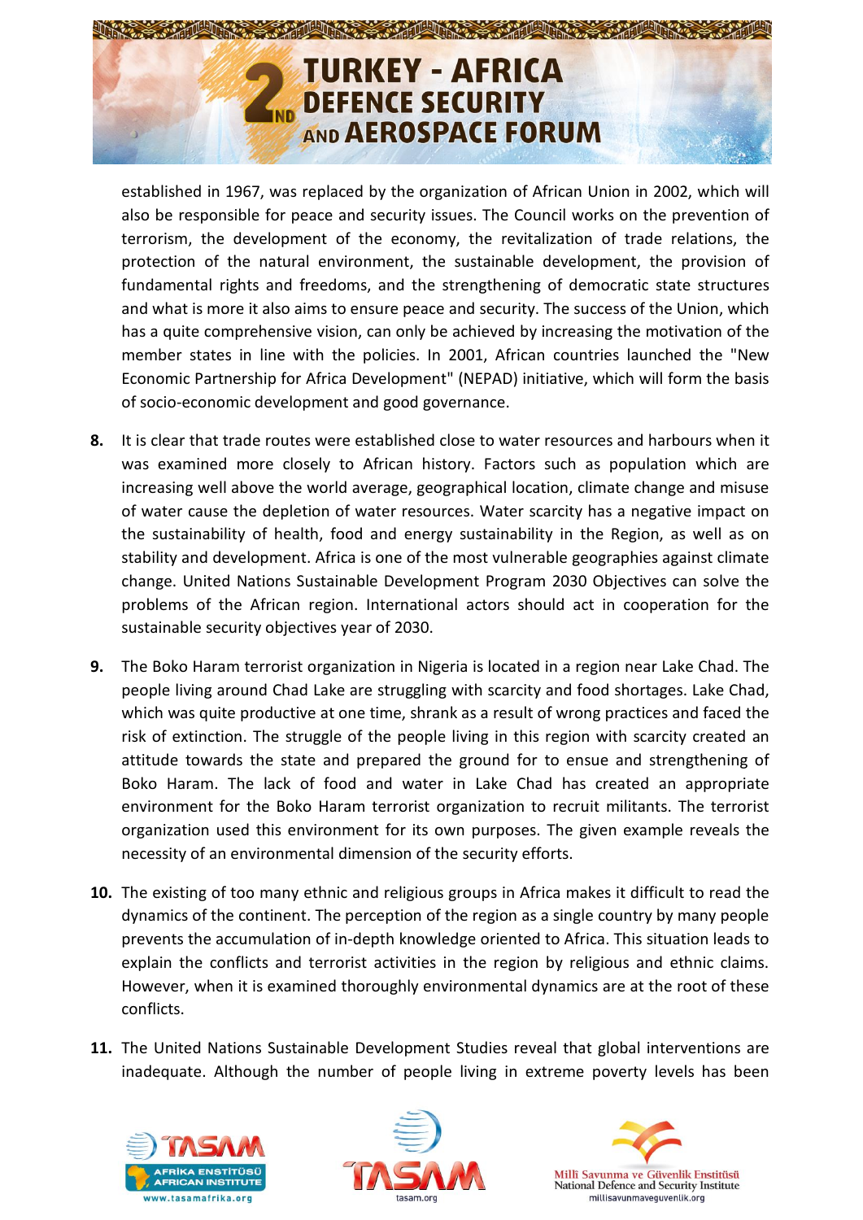established in 1967, was replaced by the organization of African Union in 2002, which will also be responsible for peace and security issues. The Council works on the prevention of terrorism, the development of the economy, the revitalization of trade relations, the protection of the natural environment, the sustainable development, the provision of fundamental rights and freedoms, and the strengthening of democratic state structures and what is more it also aims to ensure peace and security. The success of the Union, which has a quite comprehensive vision, can only be achieved by increasing the motivation of the member states in line with the policies. In 2001, African countries launched the "New Economic Partnership for Africa Development" (NEPAD) initiative, which will form the basis of socio-economic development and good governance.

8. It is clear that trade routes were established close to water resources and harbours when it was examined more closely to African history. Factors such as population which are increasing well above the world average, geographical location, climate change and misuse of water cause the depletion of water resources. Water scarcity has a negative impact on the sustainability of health, food and energy sustainability in the Region, as well as on stability and development. Africa is one of the most vulnerable geographies against climate change. United Nations Sustainable Development Program 2030 Objectives can solve the problems of the African region. International actors should act in cooperation for the sustainable security objectives year of 2030.

9. The Boko Haram terrorist organization in Nigeria is located in a region near Lake Chad. The people living around Chad Lake are struggling with scarcity and food shortages. Lake Chad, which was quite productive at one time, shrank as a result of wrong practices and faced the risk of extinction. The struggle of the people living in this region with scarcity created an attitude towards the state and prepared the ground for to ensue and strengthening of Boko Haram. The lack of food and water in Lake Chad has created an appropriate environment for the Boko Haram terrorist organization to recruit militants. The terrorist organization used this environment for its own purposes. The given example reveals the necessity of an environmental dimension of the security efforts.

10. The existing of too many ethnic and religious groups in Africa makes it difficult to read the dynamics of the continent. The perception of the region as a single country by many people prevents the accumulation of in-depth knowledge oriented to Africa. This situation leads to explain the conflicts and terrorist activities in the region by religious and ethnic claims. However, when it is examined thoroughly environmental dynamics are at the root of these conflicts.

11. The United Nations Sustainable Development Studies reveal that global interventions are inadequate. Although the number of people living in extreme poverty levels has been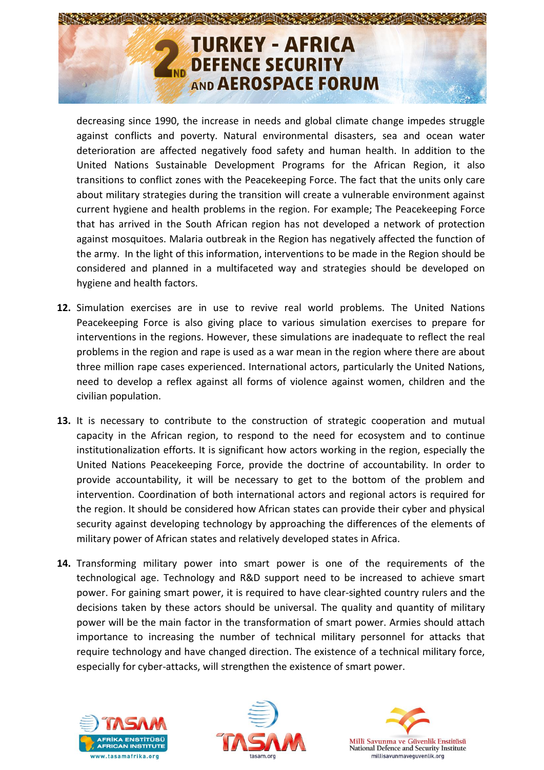decreasing since 1990, the increase in needs and global climate change impedes struggle against conflicts and poverty. Natural environmental disasters, sea and ocean water deterioration are affected negatively food safety and human health. In addition to the United Nations Sustainable Development Programs for the African Region, it also transitions to conflict zones with the Peacekeeping Force. The fact that the units only care about military strategies during the transition will create a vulnerable environment against current hygiene and health problems in the region. For example; The Peacekeeping Force that has arrived in the South African region has not developed a network of protection against mosquitoes. Malaria outbreak in the Region has negatively affected the function of the army. In the light of this information, interventions to be made in the Region should be considered and planned in a multifaceted way and strategies should be developed on hygiene and health factors.

12. Simulation exercises are in use to revive real world problems. The United Nations Peacekeeping Force is also giving place to various simulation exercises to prepare for interventions in the regions. However, these simulations are inadequate to reflect the real problems in the region and rape is used as a war mean in the region where there are about three million rape cases experienced. International actors, particularly the United Nations, need to develop a reflex against all forms of violence against women, children and the civilian population.

13. It is necessary to contribute to the construction of strategic cooperation and mutual capacity in the African region, to respond to the need for ecosystem and to continue institutionalization efforts. It is significant how actors working in the region, especially the United Nations Peacekeeping Force, provide the doctrine of accountability. In order to provide accountability, it will be necessary to get to the bottom of the problem and intervention. Coordination of both international actors and regional actors is required for the region. It should be considered how African states can provide their cyber and physical security against developing technology by approaching the differences of the elements of military power of African states and relatively developed states in Africa.

14. Transforming military power into smart power is one of the requirements of the technological age. Technology and R&D support need to be increased to achieve smart power. For gaining smart power, it is required to have clear-sighted country rulers and the decisions taken by these actors should be universal. The quality and quantity of military power will be the main factor in the transformation of smart power. Armies should attach importance to increasing the number of technical military personnel for attacks that require technology and have changed direction. The existence of a technical military force, especially for cyber-attacks, will strengthen the existence of smart power.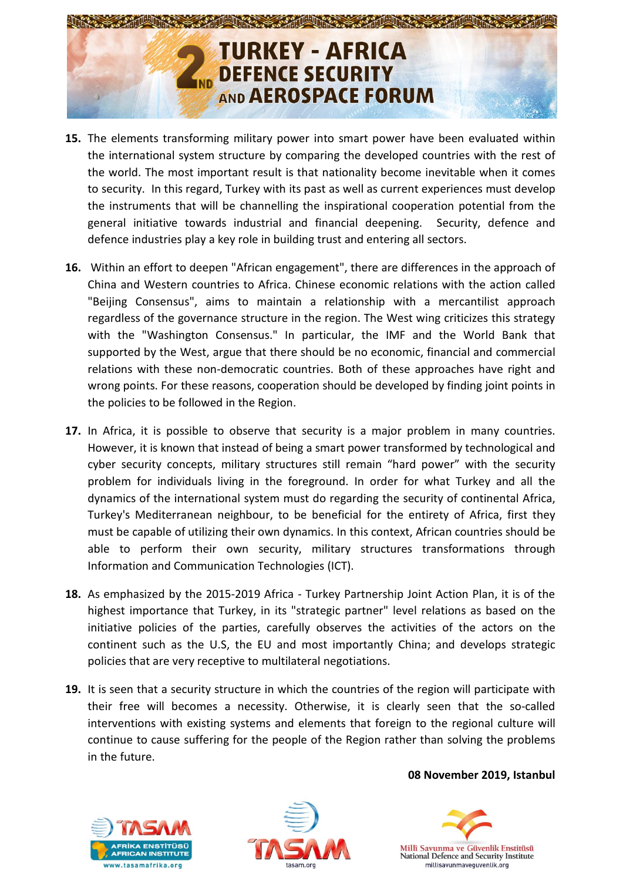15. The elements transforming military power into smart power have been evaluated within the international system structure by comparing the developed countries with the rest of the world. The most important result is that nationality become inevitable when it comes to security. In this regard, Turkey with its past as well as current experiences must develop the instruments that will be channelling the inspirational cooperation potential from the general initiative towards industrial and financial deepening. Security, defence and defence industries play a key role in building trust and entering all sectors.

16. Within an effort to deepen "African engagement", there are differences in the approach of China and Western countries to Africa. Chinese economic relations with the action called "Beijing Consensus", aims to maintain a relationship with a mercantilist approach regardless of the governance structure in the region. The West wing criticizes this strategy with the "Washington Consensus." In particular, the IMF and the World Bank that supported by the West, argue that there should be no economic, financial and commercial relations with these non-democratic countries. Both of these approaches have right and wrong points. For these reasons, cooperation should be developed by finding joint points in the policies to be followed in the Region.

17. In Africa, it is possible to observe that security is a major problem in many countries. However, it is known that instead of being a smart power transformed by technological and cyber security concepts, military structures still remain "hard power" with the security problem for individuals living in the foreground. In order for what Turkey and all the dynamics of the international system must do regarding the security of continental Africa, Turkey's Mediterranean neighbour, to be beneficial for the entirety of Africa, first they must be capable of utilizing their own dynamics. In this context, African countries should be able to perform their own security, military structures transformations through Information and Communication Technologies (ICT).

18. As emphasized by the 2015-2019 Africa - Turkey Partnership Joint Action Plan, it is of the highest importance that Turkey, in its "strategic partner" level relations as based on the initiative policies of the parties, carefully observes the activities of the actors on the continent such as the U.S, the EU and most importantly China; and develops strategic policies that are very receptive to multilateral negotiations.

19. It is seen that a security structure in which the countries of the region will participate with their free will becomes a necessity. Otherwise, it is clearly seen that the so-called interventions with existing systems and elements that foreign to the regional culture will continue to cause suffering for the people of the Region rather than solving the problems in the future.

**08 November 2019, Istanbul**